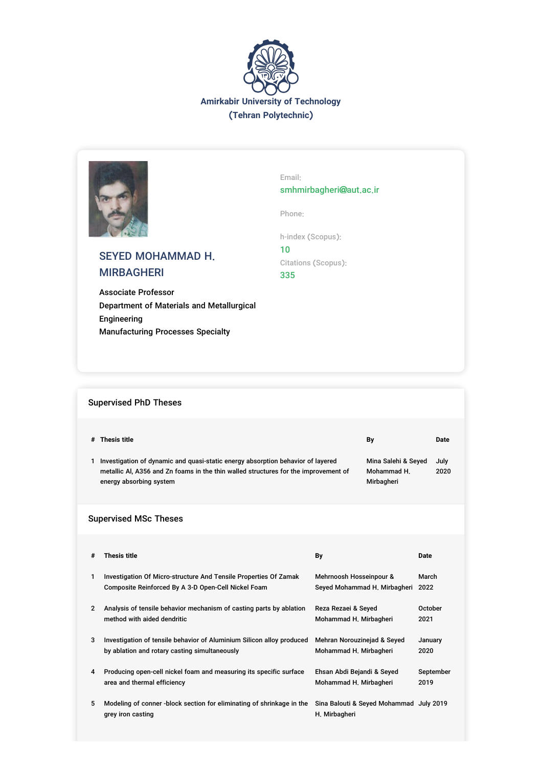Amirkabir University of Technology
(Tehran Polytechnic)

## SEYED MOHAMMAD H. MIRBAGHERI

Associate Professor
Department of Materials and Metallurgical Engineering
Manufacturing Processes Specialty

Email:
smhmirbagheri@aut.ac.ir

Phone:

h-index (Scopus):
10

Citations (Scopus):
335

### Supervised PhD Theses

| # | Thesis title | By | Date |
|---|---|---|---|
| 1 | Investigation of dynamic and quasi-static energy absorption behavior of layered metallic Al, A356 and Zn foams in the thin walled structures for the improvement of energy absorbing system | Mina Salehi & Seyed Mohammad H. Mirbagheri | July 2020 |

### Supervised MSc Theses

| # | Thesis title | By | Date |
|---|---|---|---|
| 1 | Investigation Of Micro-structure And Tensile Properties Of Zamak Composite Reinforced By A 3-D Open-Cell Nickel Foam | Mehrnoosh Hosseinpour & Seyed Mohammad H. Mirbagheri | March 2022 |
| 2 | Analysis of tensile behavior mechanism of casting parts by ablation method with aided dendritic | Reza Rezaei & Seyed Mohammad H. Mirbagheri | October 2021 |
| 3 | Investigation of tensile behavior of Aluminium Silicon alloy produced by ablation and rotary casting simultaneously | Mehran Norouzinejad & Seyed Mohammad H. Mirbagheri | January 2020 |
| 4 | Producing open-cell nickel foam and measuring its specific surface area and thermal efficiency | Ehsan Abdi Bejandi & Seyed Mohammad H. Mirbagheri | September 2019 |
| 5 | Modeling of conner -block section for eliminating of shrinkage in the grey iron casting | Sina Balouti & Seyed Mohammad H. Mirbagheri | July 2019 |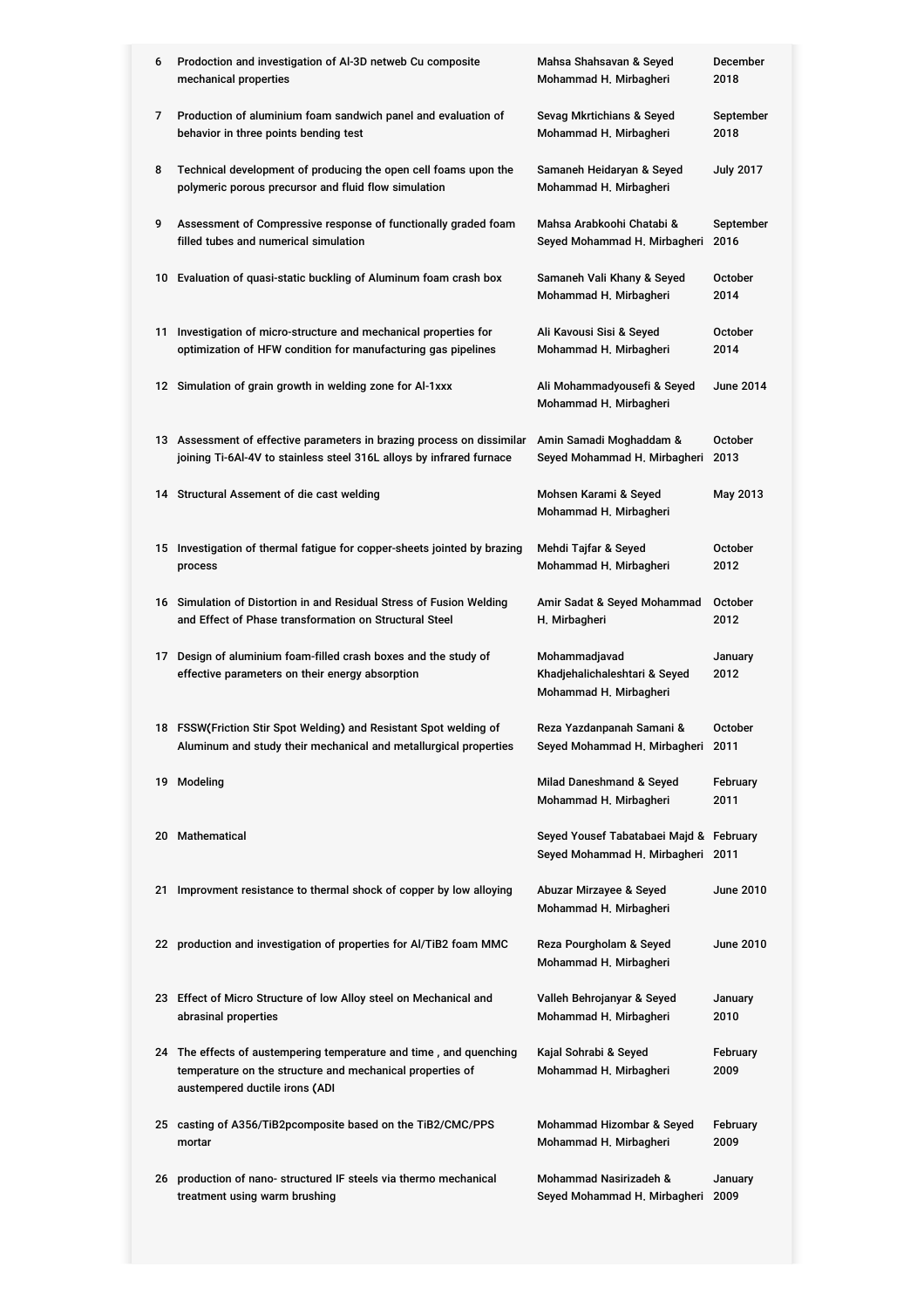| | | | |
|---|---|---|---|
| 6 | Prodoction and investigation of Al-3D netweb Cu composite mechanical properties | Mahsa Shahsavan & Seyed Mohammad H. Mirbagheri | December 2018 |
| 7 | Production of aluminium foam sandwich panel and evaluation of behavior in three points bending test | Sevag Mkrtichians & Seyed Mohammad H. Mirbagheri | September 2018 |
| 8 | Technical development of producing the open cell foams upon the polymeric porous precursor and fluid flow simulation | Samaneh Heidaryan & Seyed Mohammad H. Mirbagheri | July 2017 |
| 9 | Assessment of Compressive response of functionally graded foam filled tubes and numerical simulation | Mahsa Arabkoohi Chatabi & Seyed Mohammad H. Mirbagheri | September 2016 |
| 10 | Evaluation of quasi-static buckling of Aluminum foam crash box | Samaneh Vali Khany & Seyed Mohammad H. Mirbagheri | October 2014 |
| 11 | Investigation of micro-structure and mechanical properties for optimization of HFW condition for manufacturing gas pipelines | Ali Kavousi Sisi & Seyed Mohammad H. Mirbagheri | October 2014 |
| 12 | Simulation of grain growth in welding zone for Al-1xxx | Ali Mohammadyousefi & Seyed Mohammad H. Mirbagheri | June 2014 |
| 13 | Assessment of effective parameters in brazing process on dissimilar joining Ti-6Al-4V to stainless steel 316L alloys by infrared furnace | Amin Samadi Moghaddam & Seyed Mohammad H. Mirbagheri | October 2013 |
| 14 | Structural Assement of die cast welding | Mohsen Karami & Seyed Mohammad H. Mirbagheri | May 2013 |
| 15 | Investigation of thermal fatigue for copper-sheets jointed by brazing process | Mehdi Tajfar & Seyed Mohammad H. Mirbagheri | October 2012 |
| 16 | Simulation of Distortion in and Residual Stress of Fusion Welding and Effect of Phase transformation on Structural Steel | Amir Sadat & Seyed Mohammad H. Mirbagheri | October 2012 |
| 17 | Design of aluminium foam-filled crash boxes and the study of effective parameters on their energy absorption | Mohammadjavad Khadjehalichaleshtari & Seyed Mohammad H. Mirbagheri | January 2012 |
| 18 | FSSW(Friction Stir Spot Welding) and Resistant Spot welding of Aluminum and study their mechanical and metallurgical properties | Reza Yazdanpanah Samani & Seyed Mohammad H. Mirbagheri | October 2011 |
| 19 | Modeling | Milad Daneshmand & Seyed Mohammad H. Mirbagheri | February 2011 |
| 20 | Mathematical | Seyed Yousef Tabatabaei Majd & Seyed Mohammad H. Mirbagheri | February 2011 |
| 21 | Improvment resistance to thermal shock of copper by low alloying | Abuzar Mirzayee & Seyed Mohammad H. Mirbagheri | June 2010 |
| 22 | production and investigation of properties for Al/TiB2 foam MMC | Reza Pourgholam & Seyed Mohammad H. Mirbagheri | June 2010 |
| 23 | Effect of Micro Structure of low Alloy steel on Mechanical and abrasinal properties | Valleh Behrojanyar & Seyed Mohammad H. Mirbagheri | January 2010 |
| 24 | The effects of austempering temperature and time , and quenching temperature on the structure and mechanical properties of austempered ductile irons (ADI | Kajal Sohrabi & Seyed Mohammad H. Mirbagheri | February 2009 |
| 25 | casting of A356/TiB2pcomposite based on the TiB2/CMC/PPS mortar | Mohammad Hizombar & Seyed Mohammad H. Mirbagheri | February 2009 |
| 26 | production of nano- structured IF steels via thermo mechanical treatment using warm brushing | Mohammad Nasirizadeh & Seyed Mohammad H. Mirbagheri | January 2009 |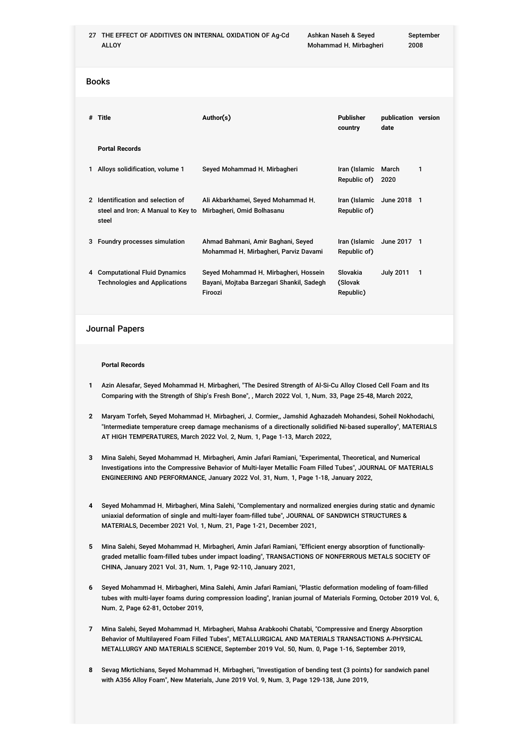| 27 | THE EFFECT OF ADDITIVES ON INTERNAL OXIDATION OF Ag-Cd ALLOY | Ashkan Naseh & Seyed Mohammad H. Mirbagheri | September 2008 |
|---|---|---|---|

## Books

| # | Title | Author(s) | Publisher country | publication date | version |
|---|---|---|---|---|---|
| | **Portal Records** | | | | |
| 1 | Alloys solidification, volume 1 | Seyed Mohammad H. Mirbagheri | Iran (Islamic Republic of) | March 2020 | 1 |
| 2 | Identification and selection of steel and Iron: A Manual to Key to steel | Ali Akbarkhamei, Seyed Mohammad H. Mirbagheri, Omid Bolhasanu | Iran (Islamic Republic of) | June 2018 | 1 |
| 3 | Foundry processes simulation | Ahmad Bahmani, Amir Baghani, Seyed Mohammad H. Mirbagheri, Parviz Davami | Iran (Islamic Republic of) | June 2017 | 1 |
| 4 | Computational Fluid Dynamics Technologies and Applications | Seyed Mohammad H. Mirbagheri, Hossein Bayani, Mojtaba Barzegari Shankil, Sadegh Firoozi | Slovakia (Slovak Republic) | July 2011 | 1 |

## Journal Papers

**Portal Records**

1. Azin Alesafar, Seyed Mohammad H. Mirbagheri, "The Desired Strength of Al-Si-Cu Alloy Closed Cell Foam and Its Comparing with the Strength of Ship's Fresh Bone", , March 2022 Vol. 1, Num. 33, Page 25-48, March 2022,
2. Maryam Torfeh, Seyed Mohammad H. Mirbagheri, J. Cormier,, Jamshid Aghazadeh Mohandesi, Soheil Nokhodachi, "Intermediate temperature creep damage mechanisms of a directionally solidified Ni-based superalloy", MATERIALS AT HIGH TEMPERATURES, March 2022 Vol. 2, Num. 1, Page 1-13, March 2022,
3. Mina Salehi, Seyed Mohammad H. Mirbagheri, Amin Jafari Ramiani, "Experimental, Theoretical, and Numerical Investigations into the Compressive Behavior of Multi-layer Metallic Foam Filled Tubes", JOURNAL OF MATERIALS ENGINEERING AND PERFORMANCE, January 2022 Vol. 31, Num. 1, Page 1-18, January 2022,
4. Seyed Mohammad H. Mirbagheri, Mina Salehi, "Complementary and normalized energies during static and dynamic uniaxial deformation of single and multi-layer foam-filled tube", JOURNAL OF SANDWICH STRUCTURES & MATERIALS, December 2021 Vol. 1, Num. 21, Page 1-21, December 2021,
5. Mina Salehi, Seyed Mohammad H. Mirbagheri, Amin Jafari Ramiani, "Efficient energy absorption of functionally-graded metallic foam-filled tubes under impact loading", TRANSACTIONS OF NONFERROUS METALS SOCIETY OF CHINA, January 2021 Vol. 31, Num. 1, Page 92-110, January 2021,
6. Seyed Mohammad H. Mirbagheri, Mina Salehi, Amin Jafari Ramiani, "Plastic deformation modeling of foam-filled tubes with multi-layer foams during compression loading", Iranian journal of Materials Forming, October 2019 Vol. 6, Num. 2, Page 62-81, October 2019,
7. Mina Salehi, Seyed Mohammad H. Mirbagheri, Mahsa Arabkoohi Chatabi, "Compressive and Energy Absorption Behavior of Multilayered Foam Filled Tubes", METALLURGICAL AND MATERIALS TRANSACTIONS A-PHYSICAL METALLURGY AND MATERIALS SCIENCE, September 2019 Vol. 50, Num. 0, Page 1-16, September 2019,
8. Sevag Mkrtichians, Seyed Mohammad H. Mirbagheri, "Investigation of bending test (3 points) for sandwich panel with A356 Alloy Foam", New Materials, June 2019 Vol. 9, Num. 3, Page 129-138, June 2019,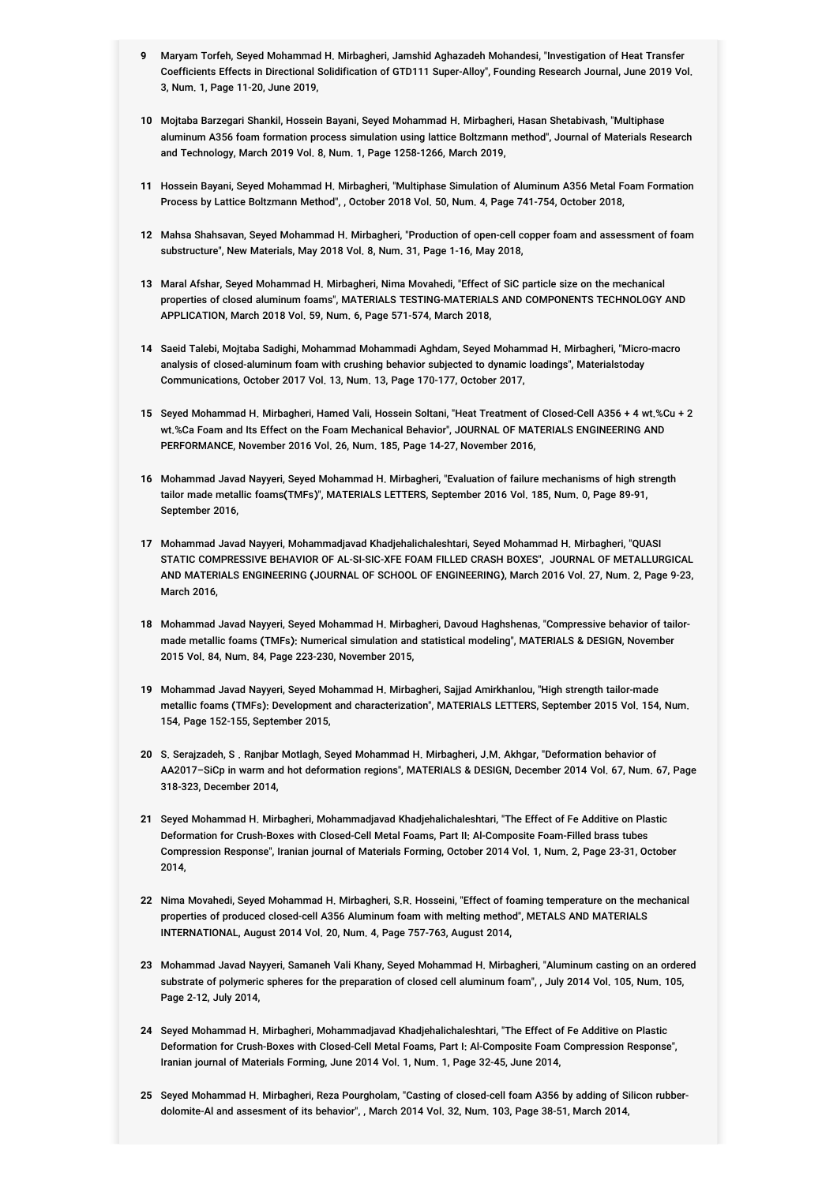9. Maryam Torfeh, Seyed Mohammad H. Mirbagheri, Jamshid Aghazadeh Mohandesi, "Investigation of Heat Transfer Coefficients Effects in Directional Solidification of GTD111 Super-Alloy", Founding Research Journal, June 2019 Vol. 3, Num. 1, Page 11-20, June 2019,

10. Mojtaba Barzegari Shankil, Hossein Bayani, Seyed Mohammad H. Mirbagheri, Hasan Shetabivash, "Multiphase aluminum A356 foam formation process simulation using lattice Boltzmann method", Journal of Materials Research and Technology, March 2019 Vol. 8, Num. 1, Page 1258-1266, March 2019,

11. Hossein Bayani, Seyed Mohammad H. Mirbagheri, "Multiphase Simulation of Aluminum A356 Metal Foam Formation Process by Lattice Boltzmann Method", , October 2018 Vol. 50, Num. 4, Page 741-754, October 2018,

12. Mahsa Shahsavan, Seyed Mohammad H. Mirbagheri, "Production of open-cell copper foam and assessment of foam substructure", New Materials, May 2018 Vol. 8, Num. 31, Page 1-16, May 2018,

13. Maral Afshar, Seyed Mohammad H. Mirbagheri, Nima Movahedi, "Effect of SiC particle size on the mechanical properties of closed aluminum foams", MATERIALS TESTING-MATERIALS AND COMPONENTS TECHNOLOGY AND APPLICATION, March 2018 Vol. 59, Num. 6, Page 571-574, March 2018,

14. Saeid Talebi, Mojtaba Sadighi, Mohammad Mohammadi Aghdam, Seyed Mohammad H. Mirbagheri, "Micro-macro analysis of closed-aluminum foam with crushing behavior subjected to dynamic loadings", Materialstoday Communications, October 2017 Vol. 13, Num. 13, Page 170-177, October 2017,

15. Seyed Mohammad H. Mirbagheri, Hamed Vali, Hossein Soltani, "Heat Treatment of Closed-Cell A356 + 4 wt.%Cu + 2 wt.%Ca Foam and Its Effect on the Foam Mechanical Behavior", JOURNAL OF MATERIALS ENGINEERING AND PERFORMANCE, November 2016 Vol. 26, Num. 185, Page 14-27, November 2016,

16. Mohammad Javad Nayyeri, Seyed Mohammad H. Mirbagheri, "Evaluation of failure mechanisms of high strength tailor made metallic foams(TMFs)", MATERIALS LETTERS, September 2016 Vol. 185, Num. 0, Page 89-91, September 2016,

17. Mohammad Javad Nayyeri, Mohammadjavad Khadjehalichaleshtari, Seyed Mohammad H. Mirbagheri, "QUASI STATIC COMPRESSIVE BEHAVIOR OF AL-SI-SIC-XFE FOAM FILLED CRASH BOXES", JOURNAL OF METALLURGICAL AND MATERIALS ENGINEERING (JOURNAL OF SCHOOL OF ENGINEERING), March 2016 Vol. 27, Num. 2, Page 9-23, March 2016,

18. Mohammad Javad Nayyeri, Seyed Mohammad H. Mirbagheri, Davoud Haghshenas, "Compressive behavior of tailor-made metallic foams (TMFs): Numerical simulation and statistical modeling", MATERIALS & DESIGN, November 2015 Vol. 84, Num. 84, Page 223-230, November 2015,

19. Mohammad Javad Nayyeri, Seyed Mohammad H. Mirbagheri, Sajjad Amirkhanlou, "High strength tailor-made metallic foams (TMFs): Development and characterization", MATERIALS LETTERS, September 2015 Vol. 154, Num. 154, Page 152-155, September 2015,

20. S. Serajzadeh, S . Ranjbar Motlagh, Seyed Mohammad H. Mirbagheri, J.M. Akhgar, "Deformation behavior of AA2017–SiCp in warm and hot deformation regions", MATERIALS & DESIGN, December 2014 Vol. 67, Num. 67, Page 318-323, December 2014,

21. Seyed Mohammad H. Mirbagheri, Mohammadjavad Khadjehalichaleshtari, "The Effect of Fe Additive on Plastic Deformation for Crush-Boxes with Closed-Cell Metal Foams, Part II: Al-Composite Foam-Filled brass tubes Compression Response", Iranian journal of Materials Forming, October 2014 Vol. 1, Num. 2, Page 23-31, October 2014,

22. Nima Movahedi, Seyed Mohammad H. Mirbagheri, S.R. Hosseini, "Effect of foaming temperature on the mechanical properties of produced closed-cell A356 Aluminum foam with melting method", METALS AND MATERIALS INTERNATIONAL, August 2014 Vol. 20, Num. 4, Page 757-763, August 2014,

23. Mohammad Javad Nayyeri, Samaneh Vali Khany, Seyed Mohammad H. Mirbagheri, "Aluminum casting on an ordered substrate of polymeric spheres for the preparation of closed cell aluminum foam", , July 2014 Vol. 105, Num. 105, Page 2-12, July 2014,

24. Seyed Mohammad H. Mirbagheri, Mohammadjavad Khadjehalichaleshtari, "The Effect of Fe Additive on Plastic Deformation for Crush-Boxes with Closed-Cell Metal Foams, Part I: Al-Composite Foam Compression Response", Iranian journal of Materials Forming, June 2014 Vol. 1, Num. 1, Page 32-45, June 2014,

25. Seyed Mohammad H. Mirbagheri, Reza Pourgholam, "Casting of closed-cell foam A356 by adding of Silicon rubber-dolomite-Al and assesment of its behavior", , March 2014 Vol. 32, Num. 103, Page 38-51, March 2014,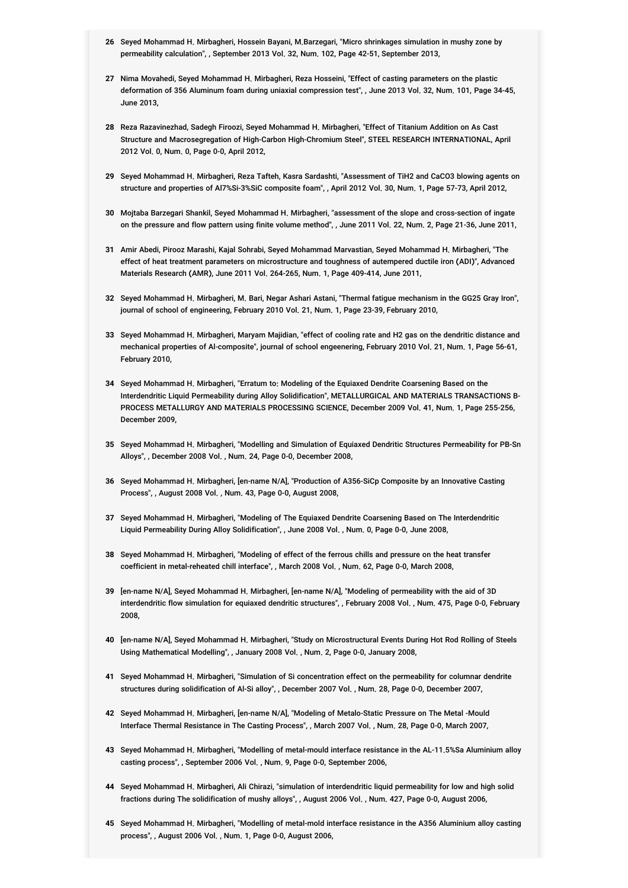26 Seyed Mohammad H. Mirbagheri, Hossein Bayani, M.Barzegari, "Micro shrinkages simulation in mushy zone by permeability calculation", , September 2013 Vol. 32, Num. 102, Page 42-51, September 2013,

27 Nima Movahedi, Seyed Mohammad H. Mirbagheri, Reza Hosseini, "Effect of casting parameters on the plastic deformation of 356 Aluminum foam during uniaxial compression test", , June 2013 Vol. 32, Num. 101, Page 34-45, June 2013,

28 Reza Razavinezhad, Sadegh Firoozi, Seyed Mohammad H. Mirbagheri, "Effect of Titanium Addition on As Cast Structure and Macrosegregation of High-Carbon High-Chromium Steel", STEEL RESEARCH INTERNATIONAL, April 2012 Vol. 0, Num. 0, Page 0-0, April 2012,

29 Seyed Mohammad H. Mirbagheri, Reza Tafteh, Kasra Sardashti, "Assessment of $TiH_2$ and $CaCO_3$ blowing agents on structure and properties of Al7%Si-3%SiC composite foam", , April 2012 Vol. 30, Num. 1, Page 57-73, April 2012,

30 Mojtaba Barzegari Shankil, Seyed Mohammad H. Mirbagheri, "assessment of the slope and cross-section of ingate on the pressure and flow pattern using finite volume method", , June 2011 Vol. 22, Num. 2, Page 21-36, June 2011,

31 Amir Abedi, Pirooz Marashi, Kajal Sohrabi, Seyed Mohammad Marvastian, Seyed Mohammad H. Mirbagheri, "The effect of heat treatment parameters on microstructure and toughness of autempered ductile iron (ADI)", Advanced Materials Research (AMR), June 2011 Vol. 264-265, Num. 1, Page 409-414, June 2011,

32 Seyed Mohammad H. Mirbagheri, M. Bari, Negar Ashari Astani, "Thermal fatigue mechanism in the GG25 Gray Iron", journal of school of engineering, February 2010 Vol. 21, Num. 1, Page 23-39, February 2010,

33 Seyed Mohammad H. Mirbagheri, Maryam Majidian, "effect of cooling rate and H2 gas on the dendritic distance and mechanical properties of Al-composite", journal of school engeenering, February 2010 Vol. 21, Num. 1, Page 56-61, February 2010,

34 Seyed Mohammad H. Mirbagheri, "Erratum to: Modeling of the Equiaxed Dendrite Coarsening Based on the Interdendritic Liquid Permeability during Alloy Solidification", METALLURGICAL AND MATERIALS TRANSACTIONS B-PROCESS METALLURGY AND MATERIALS PROCESSING SCIENCE, December 2009 Vol. 41, Num. 1, Page 255-256, December 2009,

35 Seyed Mohammad H. Mirbagheri, "Modelling and Simulation of Equiaxed Dendritic Structures Permeability for PB-Sn Alloys", , December 2008 Vol. , Num. 24, Page 0-0, December 2008,

36 Seyed Mohammad H. Mirbagheri, [en-name N/A], "Production of A356-SiCp Composite by an Innovative Casting Process", , August 2008 Vol. , Num. 43, Page 0-0, August 2008,

37 Seyed Mohammad H. Mirbagheri, "Modeling of The Equiaxed Dendrite Coarsening Based on The Interdendritic Liquid Permeability During Alloy Solidification", , June 2008 Vol. , Num. 0, Page 0-0, June 2008,

38 Seyed Mohammad H. Mirbagheri, "Modeling of effect of the ferrous chills and pressure on the heat transfer coefficient in metal-reheated chill interface", , March 2008 Vol. , Num. 62, Page 0-0, March 2008,

39 [en-name N/A], Seyed Mohammad H. Mirbagheri, [en-name N/A], "Modeling of permeability with the aid of 3D interdendritic flow simulation for equiaxed dendritic structures", , February 2008 Vol. , Num. 475, Page 0-0, February 2008,

40 [en-name N/A], Seyed Mohammad H. Mirbagheri, "Study on Microstructural Events During Hot Rod Rolling of Steels Using Mathematical Modelling", , January 2008 Vol. , Num. 2, Page 0-0, January 2008,

41 Seyed Mohammad H. Mirbagheri, "Simulation of Si concentration effect on the permeability for columnar dendrite structures during solidification of Al-Si alloy", , December 2007 Vol. , Num. 28, Page 0-0, December 2007,

42 Seyed Mohammad H. Mirbagheri, [en-name N/A], "Modeling of Metalo-Static Pressure on The Metal -Mould Interface Thermal Resistance in The Casting Process", , March 2007 Vol. , Num. 28, Page 0-0, March 2007,

43 Seyed Mohammad H. Mirbagheri, "Modelling of metal-mould interface resistance in the AL-11.5%Sa Aluminium alloy casting process", , September 2006 Vol. , Num. 9, Page 0-0, September 2006,

44 Seyed Mohammad H. Mirbagheri, Ali Chirazi, "simulation of interdendritic liquid permeability for low and high solid fractions during The solidification of mushy alloys", , August 2006 Vol. , Num. 427, Page 0-0, August 2006,

45 Seyed Mohammad H. Mirbagheri, "Modelling of metal-mold interface resistance in the A356 Aluminium alloy casting process", , August 2006 Vol. , Num. 1, Page 0-0, August 2006,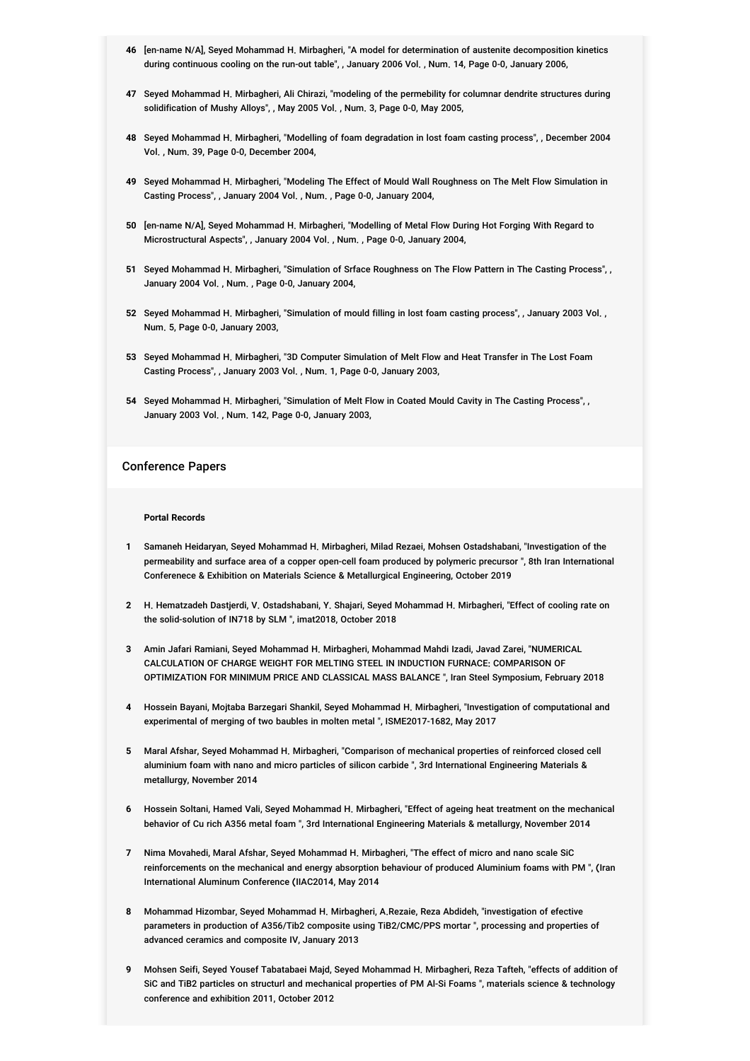46 [en-name N/A], Seyed Mohammad H. Mirbagheri, "A model for determination of austenite decomposition kinetics during continuous cooling on the run-out table", , January 2006 Vol. , Num. 14, Page 0-0, January 2006,

47 Seyed Mohammad H. Mirbagheri, Ali Chirazi, "modeling of the permebility for columnar dendrite structures during solidification of Mushy Alloys", , May 2005 Vol. , Num. 3, Page 0-0, May 2005,

48 Seyed Mohammad H. Mirbagheri, "Modelling of foam degradation in lost foam casting process", , December 2004 Vol. , Num. 39, Page 0-0, December 2004,

49 Seyed Mohammad H. Mirbagheri, "Modeling The Effect of Mould Wall Roughness on The Melt Flow Simulation in Casting Process", , January 2004 Vol. , Num. , Page 0-0, January 2004,

50 [en-name N/A], Seyed Mohammad H. Mirbagheri, "Modelling of Metal Flow During Hot Forging With Regard to Microstructural Aspects", , January 2004 Vol. , Num. , Page 0-0, January 2004,

51 Seyed Mohammad H. Mirbagheri, "Simulation of Srface Roughness on The Flow Pattern in The Casting Process", , January 2004 Vol. , Num. , Page 0-0, January 2004,

52 Seyed Mohammad H. Mirbagheri, "Simulation of mould filling in lost foam casting process", , January 2003 Vol. , Num. 5, Page 0-0, January 2003,

53 Seyed Mohammad H. Mirbagheri, "3D Computer Simulation of Melt Flow and Heat Transfer in The Lost Foam Casting Process", , January 2003 Vol. , Num. 1, Page 0-0, January 2003,

54 Seyed Mohammad H. Mirbagheri, "Simulation of Melt Flow in Coated Mould Cavity in The Casting Process", , January 2003 Vol. , Num. 142, Page 0-0, January 2003,

## Conference Papers

**Portal Records**

1 Samaneh Heidaryan, Seyed Mohammad H. Mirbagheri, Milad Rezaei, Mohsen Ostadshabani, "Investigation of the permeability and surface area of a copper open-cell foam produced by polymeric precursor ", 8th Iran International Conferenece & Exhibition on Materials Science & Metallurgical Engineering, October 2019

2 H. Hematzadeh Dastjerdi, V. Ostadshabani, Y. Shajari, Seyed Mohammad H. Mirbagheri, "Effect of cooling rate on the solid-solution of IN718 by SLM ", imat2018, October 2018

3 Amin Jafari Ramiani, Seyed Mohammad H. Mirbagheri, Mohammad Mahdi Izadi, Javad Zarei, "NUMERICAL CALCULATION OF CHARGE WEIGHT FOR MELTING STEEL IN INDUCTION FURNACE; COMPARISON OF OPTIMIZATION FOR MINIMUM PRICE AND CLASSICAL MASS BALANCE ", Iran Steel Symposium, February 2018

4 Hossein Bayani, Mojtaba Barzegari Shankil, Seyed Mohammad H. Mirbagheri, "Investigation of computational and experimental of merging of two baubles in molten metal ", ISME2017-1682, May 2017

5 Maral Afshar, Seyed Mohammad H. Mirbagheri, "Comparison of mechanical properties of reinforced closed cell aluminium foam with nano and micro particles of silicon carbide ", 3rd International Engineering Materials & metallurgy, November 2014

6 Hossein Soltani, Hamed Vali, Seyed Mohammad H. Mirbagheri, "Effect of ageing heat treatment on the mechanical behavior of Cu rich A356 metal foam ", 3rd International Engineering Materials & metallurgy, November 2014

7 Nima Movahedi, Maral Afshar, Seyed Mohammad H. Mirbagheri, "The effect of micro and nano scale SiC reinforcements on the mechanical and energy absorption behaviour of produced Aluminium foams with PM ", (Iran International Aluminum Conference (IIAC2014, May 2014

8 Mohammad Hizombar, Seyed Mohammad H. Mirbagheri, A.Rezaie, Reza Abdideh, "investigation of efective parameters in production of A356/Tib2 composite using TiB2/CMC/PPS mortar ", processing and properties of advanced ceramics and composite IV, January 2013

9 Mohsen Seifi, Seyed Yousef Tabatabaei Majd, Seyed Mohammad H. Mirbagheri, Reza Tafteh, "effects of addition of SiC and TiB2 particles on structurl and mechanical properties of PM Al-Si Foams ", materials science & technology conference and exhibition 2011, October 2012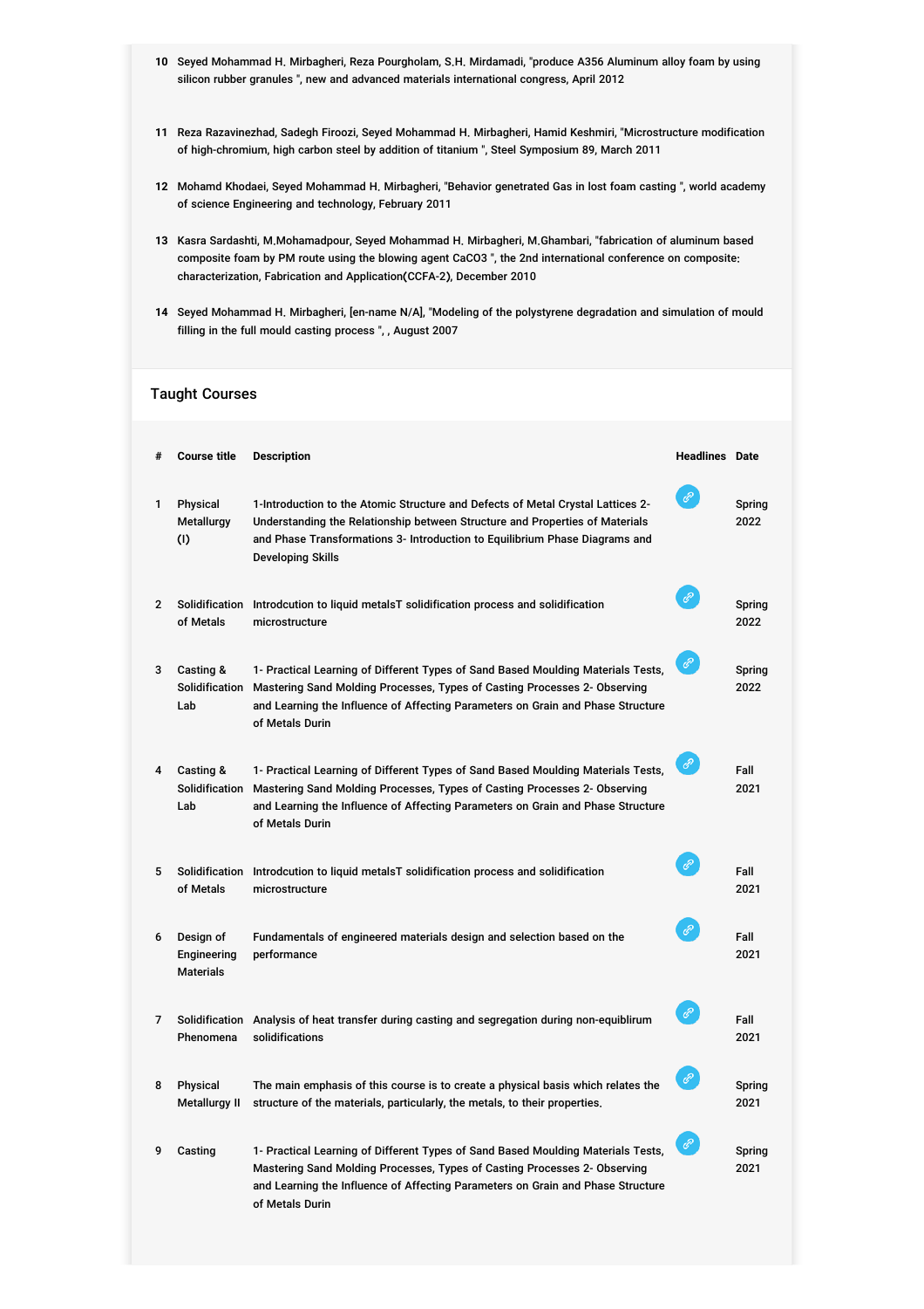10 Seyed Mohammad H. Mirbagheri, Reza Pourgholam, S.H. Mirdamadi, "produce A356 Aluminum alloy foam by using silicon rubber granules ", new and advanced materials international congress, April 2012

11 Reza Razavinezhad, Sadegh Firoozi, Seyed Mohammad H. Mirbagheri, Hamid Keshmiri, "Microstructure modification of high-chromium, high carbon steel by addition of titanium ", Steel Symposium 89, March 2011

12 Mohamd Khodaei, Seyed Mohammad H. Mirbagheri, "Behavior genetrated Gas in lost foam casting ", world academy of science Engineering and technology, February 2011

13 Kasra Sardashti, M.Mohamadpour, Seyed Mohammad H. Mirbagheri, M.Ghambari, "fabrication of aluminum based composite foam by PM route using the blowing agent $CaCO_3$ ", the 2nd international conference on composite: characterization, Fabrication and Application(CCFA-2), December 2010

14 Seyed Mohammad H. Mirbagheri, [en-name N/A], "Modeling of the polystyrene degradation and simulation of mould filling in the full mould casting process ", , August 2007

## Taught Courses

| # | Course title | Description | Headlines | Date |
|---|---|---|---|---|
| 1 | Physical Metallurgy (I) | 1-Introduction to the Atomic Structure and Defects of Metal Crystal Lattices 2- Understanding the Relationship between Structure and Properties of Materials and Phase Transformations 3- Introduction to Equilibrium Phase Diagrams and Developing Skills | | Spring 2022 |
| 2 | Solidification of Metals | Introdcution to liquid metalsT solidification process and solidification microstructure | | Spring 2022 |
| 3 | Casting & Solidification Lab | 1- Practical Learning of Different Types of Sand Based Moulding Materials Tests, Mastering Sand Molding Processes, Types of Casting Processes 2- Observing and Learning the Influence of Affecting Parameters on Grain and Phase Structure of Metals Durin | | Spring 2022 |
| 4 | Casting & Solidification Lab | 1- Practical Learning of Different Types of Sand Based Moulding Materials Tests, Mastering Sand Molding Processes, Types of Casting Processes 2- Observing and Learning the Influence of Affecting Parameters on Grain and Phase Structure of Metals Durin | | Fall 2021 |
| 5 | Solidification of Metals | Introdcution to liquid metalsT solidification process and solidification microstructure | | Fall 2021 |
| 6 | Design of Engineering Materials | Fundamentals of engineered materials design and selection based on the performance | | Fall 2021 |
| 7 | Solidification Phenomena | Analysis of heat transfer during casting and segregation during non-equiblirum solidifications | | Fall 2021 |
| 8 | Physical Metallurgy II | The main emphasis of this course is to create a physical basis which relates the structure of the materials, particularly, the metals, to their properties. | | Spring 2021 |
| 9 | Casting | 1- Practical Learning of Different Types of Sand Based Moulding Materials Tests, Mastering Sand Molding Processes, Types of Casting Processes 2- Observing and Learning the Influence of Affecting Parameters on Grain and Phase Structure of Metals Durin | | Spring 2021 |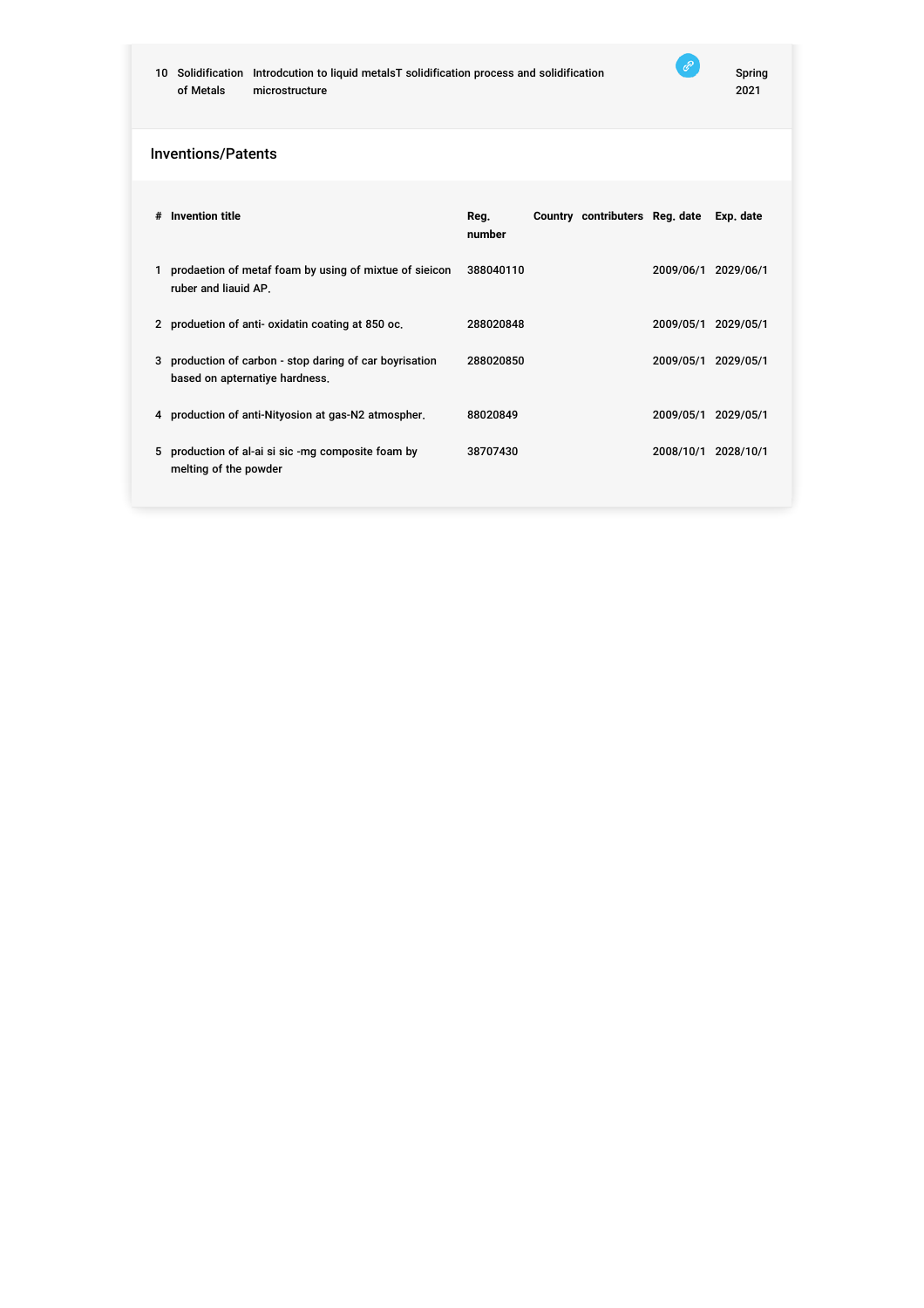| | | | | |
|---|---|---|---|---|
| 10 | Solidification of Metals | Introdcution to liquid metalsT solidification process and solidification microstructure | | Spring 2021 |

## Inventions/Patents

| # | Invention title | Reg. number | Country | contributers | Reg. date | Exp. date |
|---|---|---|---|---|---|---|
| 1 | prodaetion of metaf foam by using of mixtue of sieicon ruber and liauid AP. | 388040110 | | | 2009/06/1 | 2029/06/1 |
| 2 | produetion of anti- oxidatin coating at 850 oc. | 288020848 | | | 2009/05/1 | 2029/05/1 |
| 3 | production of carbon - stop daring of car boyrisation based on apternatiye hardness. | 288020850 | | | 2009/05/1 | 2029/05/1 |
| 4 | production of anti-Nityosion at gas-N2 atmospher. | 88020849 | | | 2009/05/1 | 2029/05/1 |
| 5 | production of al-ai si sic -mg composite foam by melting of the powder | 38707430 | | | 2008/10/1 | 2028/10/1 |